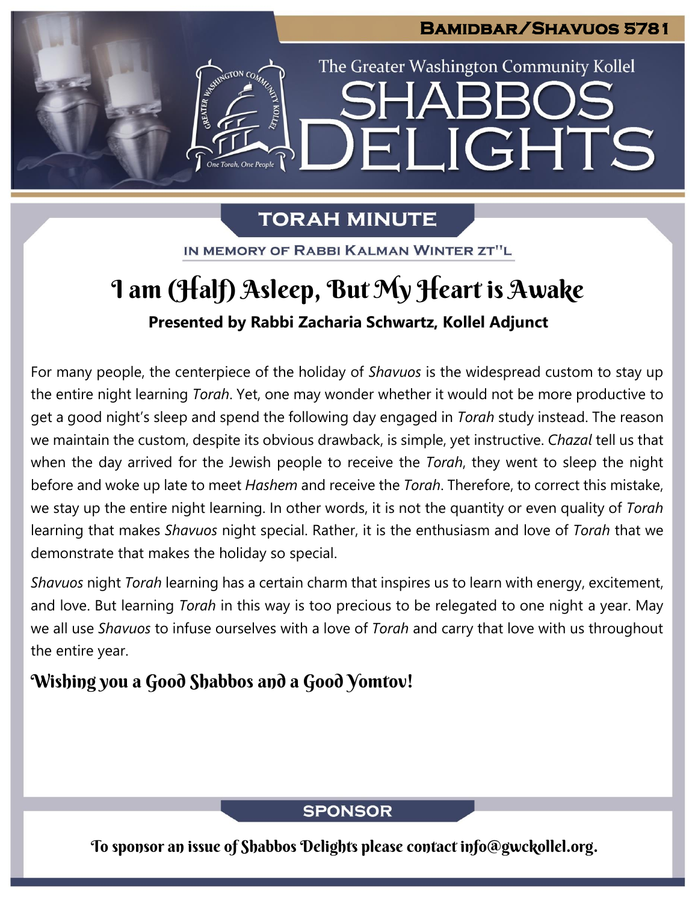**BAMIDBAR/SHAVUOS 5781**

The Greater Washington Community Kollel

# SHABBOS DELIGHTS

## TORAH MINUTE

IN MEMORY OF RABBI KALMAN WINTER ZT"L

## I am (Half) Asleep, But My Heart is Awake

**Presented by Rabbi Zacharia Schwartz, Kollel Adjunct**

For many people, the centerpiece of the holiday of *Shavuos* is the widespread custom to stay up the entire night learning *Torah*. Yet, one may wonder whether it would not be more productive to get a good night's sleep and spend the following day engaged in *Torah* study instead. The reason we maintain the custom, despite its obvious drawback, is simple, yet instructive. *Chazal* tell us that when the day arrived for the Jewish people to receive the *Torah*, they went to sleep the night before and woke up late to meet *Hashem* and receive the *Torah*. Therefore, to correct this mistake, we stay up the entire night learning. In other words, it is not the quantity or even quality of *Torah* learning that makes *Shavuos* night special. Rather, it is the enthusiasm and love of *Torah* that we demonstrate that makes the holiday so special.

*Shavuos* night *Torah* learning has a certain charm that inspires us to learn with energy, excitement, and love. But learning *Torah* in this way is too precious to be relegated to one night a year. May we all use *Shavuos* to infuse ourselves with a love of *Torah* and carry that love with us throughout the entire year.

**Wishing you a Good Shabbos and a Good Yomtov!**

## SPONSOR

To sponsor an issue of Shabbos Delights please contact info@gwckollel.org.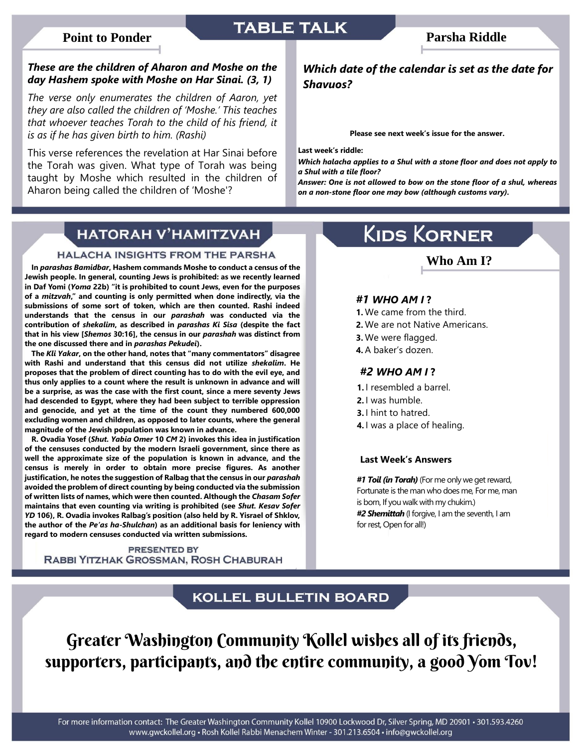# TABLE TALK

## Point to Ponder

***These are the children of Aharon and Moshe on the day Hashem spoke with Moshe on Har Sinai. (3, 1)***

*The verse only enumerates the children of Aaron, yet they are also called the children of 'Moshe.' This teaches that whoever teaches Torah to the child of his friend, it is as if he has given birth to him. (Rashi)*

This verse references the revelation at Har Sinai before the Torah was given. What type of Torah was being taught by Moshe which resulted in the children of Aharon being called the children of 'Moshe'?

## Parsha Riddle

***Which date of the calendar is set as the date for Shavuos?***

**Please see next week's issue for the answer.**

**Last week's riddle:**

***Which halacha applies to a Shul with a stone floor and does not apply to a Shul with a tile floor?***

***Answer: One is not allowed to bow on the stone floor of a shul, whereas on a non-stone floor one may bow (although customs vary).***

# HATORAH V'HAMITZVAH

## HALACHA INSIGHTS FROM THE PARSHA

**In *parashas Bamidbar*, Hashem commands Moshe to conduct a census of the Jewish people. In general, counting Jews is prohibited: as we recently learned in Daf Yomi (*Yoma* 22b) "it is prohibited to count Jews, even for the purposes of a *mitzvah*," and counting is only permitted when done indirectly, via the submissions of some sort of token, which are then counted. Rashi indeed understands that the census in our *parashah* was conducted via the contribution of *shekalim*, as described in *parashas Ki Sisa* (despite the fact that in his view [*Shemos* 30:16], the census in our *parashah* was distinct from the one discussed there and in *parashas Pekudei*).**

**The *Kli Yakar*, on the other hand, notes that "many commentators" disagree with Rashi and understand that this census did not utilize *shekalim*. He proposes that the problem of direct counting has to do with the evil eye, and thus only applies to a count where the result is unknown in advance and will be a surprise, as was the case with the first count, since a mere seventy Jews had descended to Egypt, where they had been subject to terrible oppression and genocide, and yet at the time of the count they numbered 600,000 excluding women and children, as opposed to later counts, where the general magnitude of the Jewish population was known in advance.**

**R. Ovadia Yosef (*Shut. Yabia Omer* 10 *CM* 2) invokes this idea in justification of the censuses conducted by the modern Israeli government, since there as well the approximate size of the population is known in advance, and the census is merely in order to obtain more precise figures. As another justification, he notes the suggestion of Ralbag that the census in our *parashah* avoided the problem of direct counting by being conducted via the submission of written lists of names, which were then counted. Although the *Chasam Sofer* maintains that even counting via writing is prohibited (see *Shut. Kesav Sofer YD* 106), R. Ovadia invokes Ralbag's position (also held by R. Yisrael of Shklov, the author of the *Pe'as ha-Shulchan*) as an additional basis for leniency with regard to modern censuses conducted via written submissions.**

PRESENTED BY
RABBI YITZHAK GROSSMAN, ROSH CHABURAH

# KIDS KORNER

## Who Am I?

### *#1 WHO AM I ?*

1. We came from the third.
2. We are not Native Americans.
3. We were flagged.
4. A baker's dozen.

### *#2 WHO AM I ?*

1. I resembled a barrel.
2. I was humble.
3. I hint to hatred.
4. I was a place of healing.

**Last Week's Answers**

***#1 Toil (in Torah)*** (For me only we get reward, Fortunate is the man who does me, For me, man is born, If you walk with my chukim.)
***#2 Shemittah*** (I forgive, I am the seventh, I am for rest, Open for all!)

# KOLLEL BULLETIN BOARD

Greater Washington Community Kollel wishes all of its friends, supporters, participants, and the entire community, a good Yom Tov!

For more information contact: The Greater Washington Community Kollel 10900 Lockwood Dr, Silver Spring, MD 20901 • 301.593.4260
www.gwckollel.org • Rosh Kollel Rabbi Menachem Winter - 301.213.6504 • info@gwckollel.org